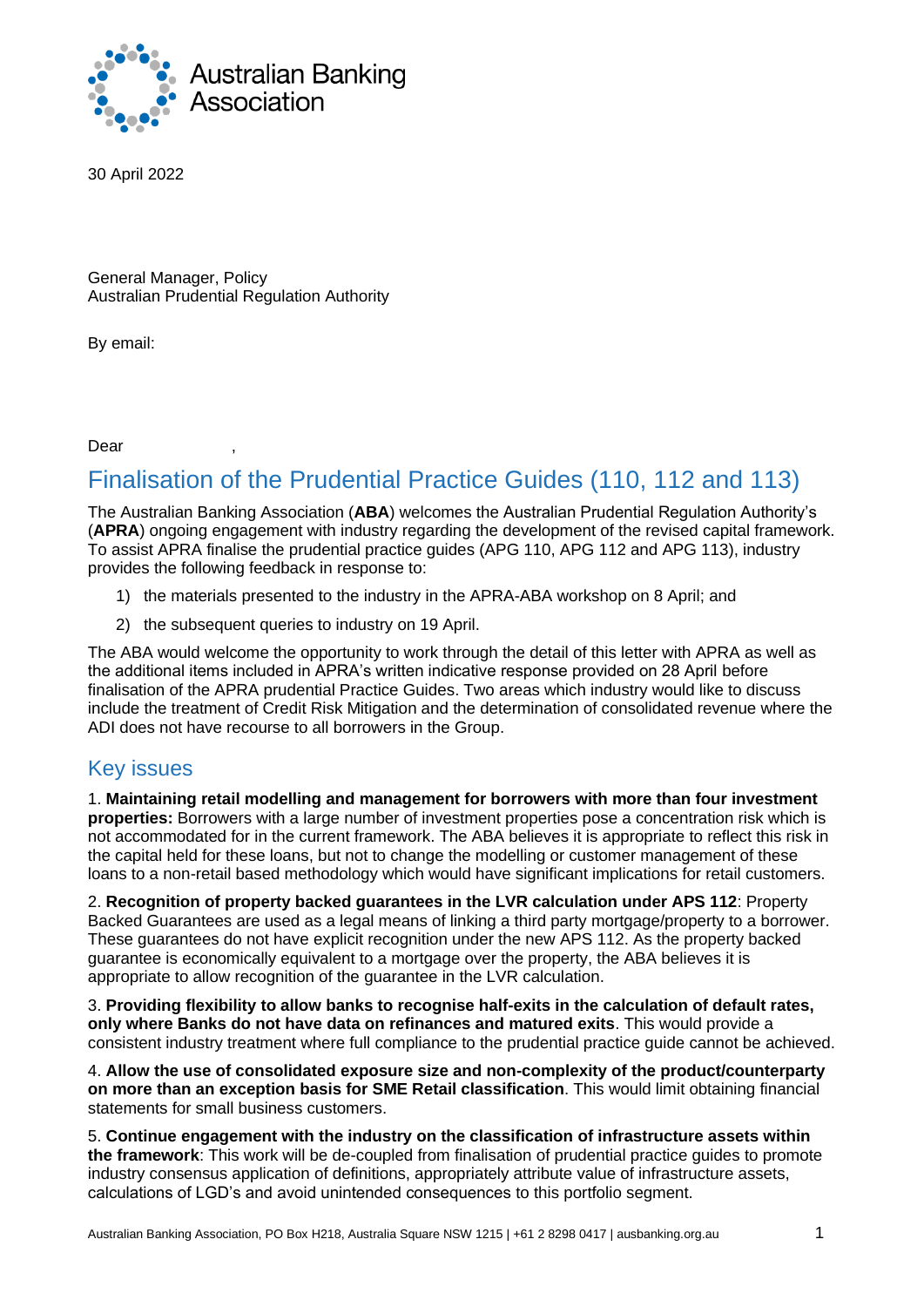Australian Banking Association

30 April 2022

General Manager, Policy
Australian Prudential Regulation Authority

By email:

Dear ,

# Finalisation of the Prudential Practice Guides (110, 112 and 113)

The Australian Banking Association (**ABA**) welcomes the Australian Prudential Regulation Authority's (**APRA**) ongoing engagement with industry regarding the development of the revised capital framework. To assist APRA finalise the prudential practice guides (APG 110, APG 112 and APG 113), industry provides the following feedback in response to:

1) the materials presented to the industry in the APRA-ABA workshop on 8 April; and
2) the subsequent queries to industry on 19 April.

The ABA would welcome the opportunity to work through the detail of this letter with APRA as well as the additional items included in APRA's written indicative response provided on 28 April before finalisation of the APRA prudential Practice Guides. Two areas which industry would like to discuss include the treatment of Credit Risk Mitigation and the determination of consolidated revenue where the ADI does not have recourse to all borrowers in the Group.

## Key issues

1. **Maintaining retail modelling and management for borrowers with more than four investment properties:** Borrowers with a large number of investment properties pose a concentration risk which is not accommodated for in the current framework. The ABA believes it is appropriate to reflect this risk in the capital held for these loans, but not to change the modelling or customer management of these loans to a non-retail based methodology which would have significant implications for retail customers.

2. **Recognition of property backed guarantees in the LVR calculation under APS 112**: Property Backed Guarantees are used as a legal means of linking a third party mortgage/property to a borrower. These guarantees do not have explicit recognition under the new APS 112. As the property backed guarantee is economically equivalent to a mortgage over the property, the ABA believes it is appropriate to allow recognition of the guarantee in the LVR calculation.

3. **Providing flexibility to allow banks to recognise half-exits in the calculation of default rates, only where Banks do not have data on refinances and matured exits**. This would provide a consistent industry treatment where full compliance to the prudential practice guide cannot be achieved.

4. **Allow the use of consolidated exposure size and non-complexity of the product/counterparty on more than an exception basis for SME Retail classification**. This would limit obtaining financial statements for small business customers.

5. **Continue engagement with the industry on the classification of infrastructure assets within the framework**: This work will be de-coupled from finalisation of prudential practice guides to promote industry consensus application of definitions, appropriately attribute value of infrastructure assets, calculations of LGD's and avoid unintended consequences to this portfolio segment.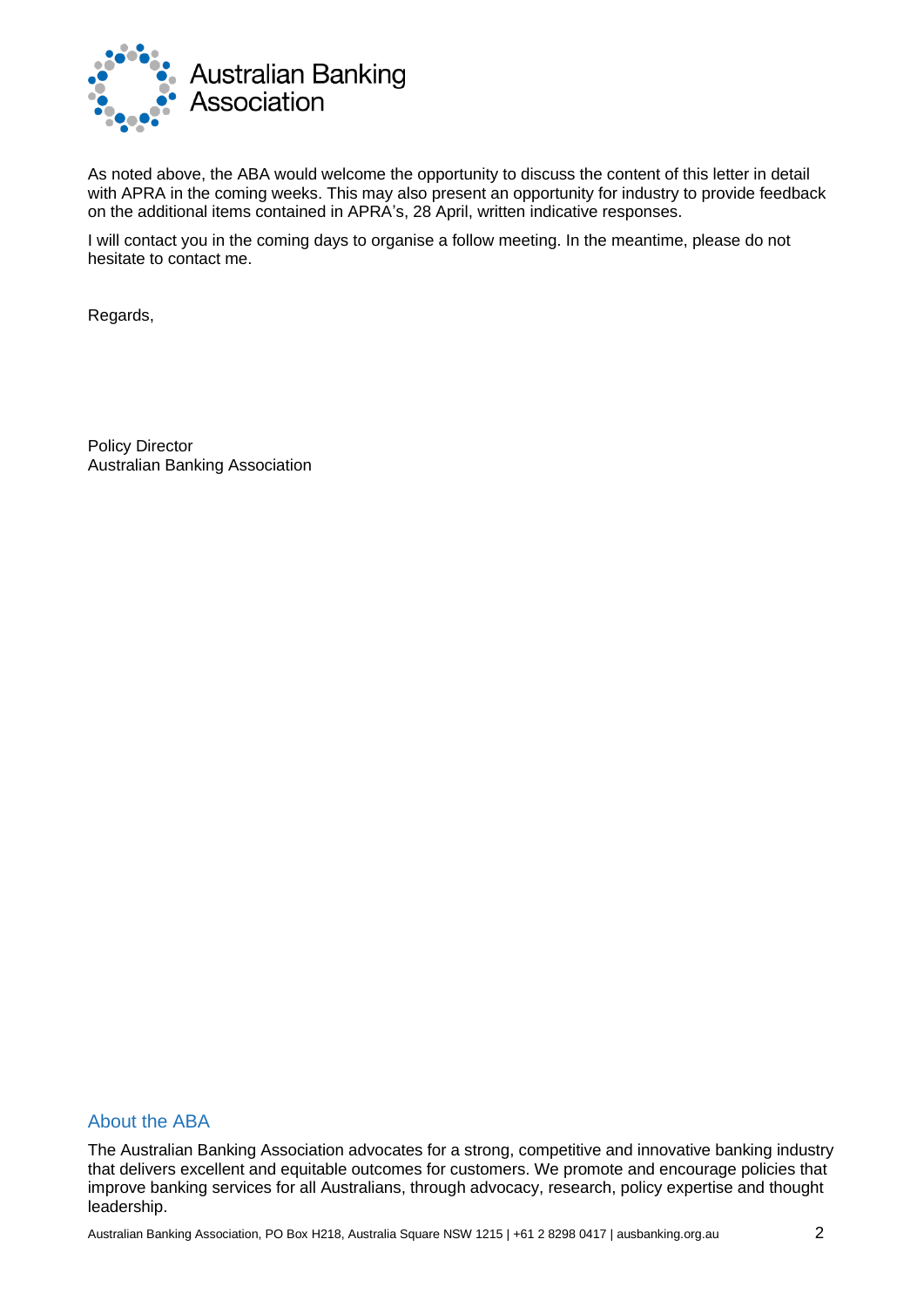As noted above, the ABA would welcome the opportunity to discuss the content of this letter in detail with APRA in the coming weeks. This may also present an opportunity for industry to provide feedback on the additional items contained in APRA's, 28 April, written indicative responses.

I will contact you in the coming days to organise a follow meeting. In the meantime, please do not hesitate to contact me.

Regards,

Policy Director
Australian Banking Association

## About the ABA

The Australian Banking Association advocates for a strong, competitive and innovative banking industry that delivers excellent and equitable outcomes for customers. We promote and encourage policies that improve banking services for all Australians, through advocacy, research, policy expertise and thought leadership.

Australian Banking Association, PO Box H218, Australia Square NSW 1215 | +61 2 8298 0417 | ausbanking.org.au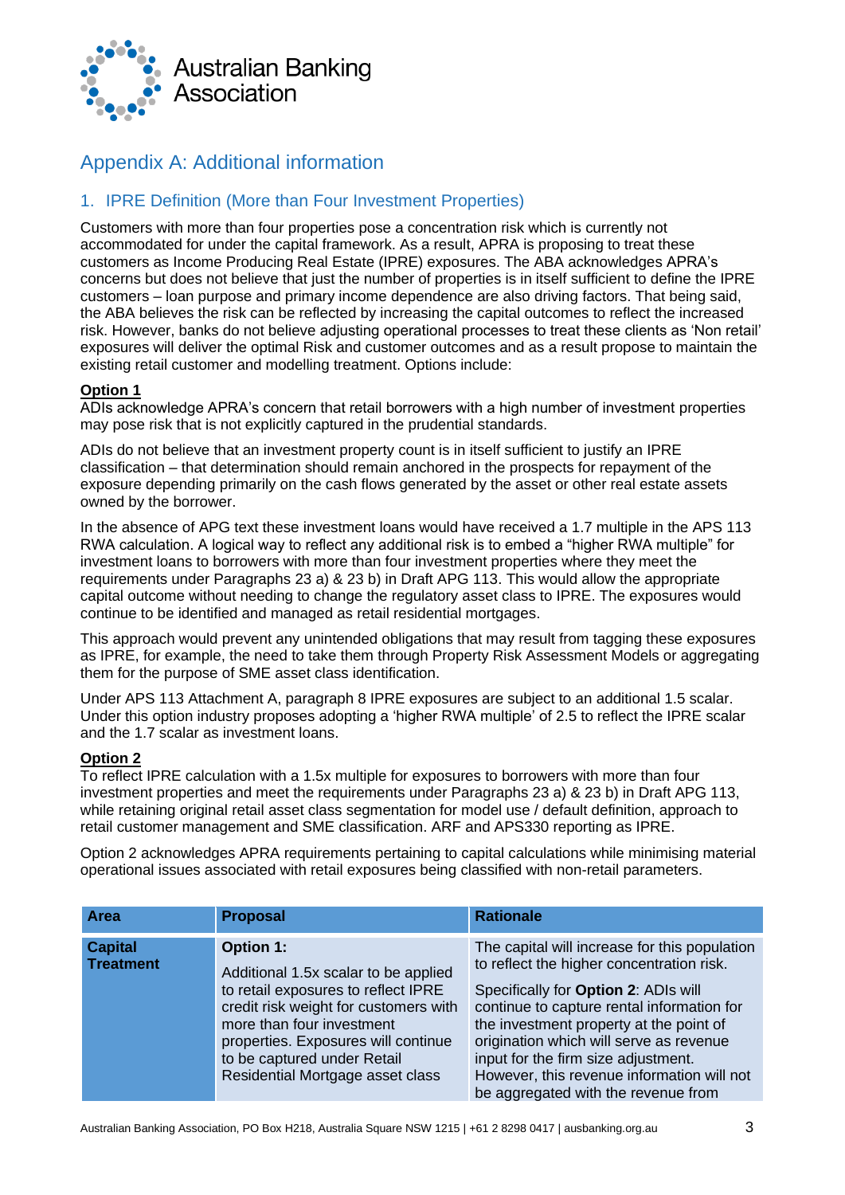# Appendix A: Additional information

## 1. IPRE Definition (More than Four Investment Properties)

Customers with more than four properties pose a concentration risk which is currently not accommodated for under the capital framework. As a result, APRA is proposing to treat these customers as Income Producing Real Estate (IPRE) exposures. The ABA acknowledges APRA's concerns but does not believe that just the number of properties is in itself sufficient to define the IPRE customers – loan purpose and primary income dependence are also driving factors. That being said, the ABA believes the risk can be reflected by increasing the capital outcomes to reflect the increased risk. However, banks do not believe adjusting operational processes to treat these clients as 'Non retail' exposures will deliver the optimal Risk and customer outcomes and as a result propose to maintain the existing retail customer and modelling treatment. Options include:

**Option 1**

ADIs acknowledge APRA's concern that retail borrowers with a high number of investment properties may pose risk that is not explicitly captured in the prudential standards.

ADIs do not believe that an investment property count is in itself sufficient to justify an IPRE classification – that determination should remain anchored in the prospects for repayment of the exposure depending primarily on the cash flows generated by the asset or other real estate assets owned by the borrower.

In the absence of APG text these investment loans would have received a 1.7 multiple in the APS 113 RWA calculation. A logical way to reflect any additional risk is to embed a "higher RWA multiple" for investment loans to borrowers with more than four investment properties where they meet the requirements under Paragraphs 23 a) & 23 b) in Draft APG 113. This would allow the appropriate capital outcome without needing to change the regulatory asset class to IPRE. The exposures would continue to be identified and managed as retail residential mortgages.

This approach would prevent any unintended obligations that may result from tagging these exposures as IPRE, for example, the need to take them through Property Risk Assessment Models or aggregating them for the purpose of SME asset class identification.

Under APS 113 Attachment A, paragraph 8 IPRE exposures are subject to an additional 1.5 scalar. Under this option industry proposes adopting a 'higher RWA multiple' of 2.5 to reflect the IPRE scalar and the 1.7 scalar as investment loans.

**Option 2**

To reflect IPRE calculation with a 1.5x multiple for exposures to borrowers with more than four investment properties and meet the requirements under Paragraphs 23 a) & 23 b) in Draft APG 113, while retaining original retail asset class segmentation for model use / default definition, approach to retail customer management and SME classification. ARF and APS330 reporting as IPRE.

Option 2 acknowledges APRA requirements pertaining to capital calculations while minimising material operational issues associated with retail exposures being classified with non-retail parameters.

| Area | Proposal | Rationale |
|---|---|---|
| **Capital Treatment** | **Option 1:**<br><br>Additional 1.5x scalar to be applied to retail exposures to reflect IPRE credit risk weight for customers with more than four investment properties. Exposures will continue to be captured under Retail Residential Mortgage asset class | The capital will increase for this population to reflect the higher concentration risk.<br><br>Specifically for **Option 2**: ADIs will continue to capture rental information for the investment property at the point of origination which will serve as revenue input for the firm size adjustment. However, this revenue information will not be aggregated with the revenue from |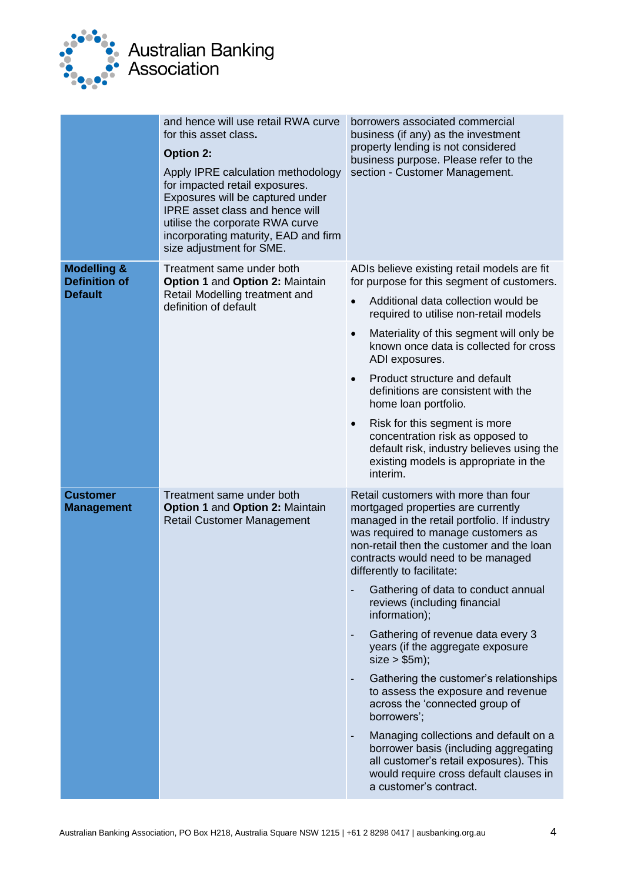| | | |
|---|---|---|
| | and hence will use retail RWA curve for this asset class.<br><br>**Option 2:**<br><br>Apply IPRE calculation methodology for impacted retail exposures. Exposures will be captured under IPRE asset class and hence will utilise the corporate RWA curve incorporating maturity, EAD and firm size adjustment for SME. | borrowers associated commercial business (if any) as the investment property lending is not considered business purpose. Please refer to the section - Customer Management. |
| **Modelling & Definition of Default** | Treatment same under both **Option 1** and **Option 2:** Maintain Retail Modelling treatment and definition of default | ADIs believe existing retail models are fit for purpose for this segment of customers.<br><br>• Additional data collection would be required to utilise non-retail models<br><br>• Materiality of this segment will only be known once data is collected for cross ADI exposures.<br><br>• Product structure and default definitions are consistent with the home loan portfolio.<br><br>• Risk for this segment is more concentration risk as opposed to default risk, industry believes using the existing models is appropriate in the interim. |
| **Customer Management** | Treatment same under both **Option 1** and **Option 2:** Maintain Retail Customer Management | Retail customers with more than four mortgaged properties are currently managed in the retail portfolio. If industry was required to manage customers as non-retail then the customer and the loan contracts would need to be managed differently to facilitate:<br><br>- Gathering of data to conduct annual reviews (including financial information);<br><br>- Gathering of revenue data every 3 years (if the aggregate exposure size > $5m);<br><br>- Gathering the customer's relationships to assess the exposure and revenue across the 'connected group of borrowers';<br><br>- Managing collections and default on a borrower basis (including aggregating all customer's retail exposures). This would require cross default clauses in a customer's contract. |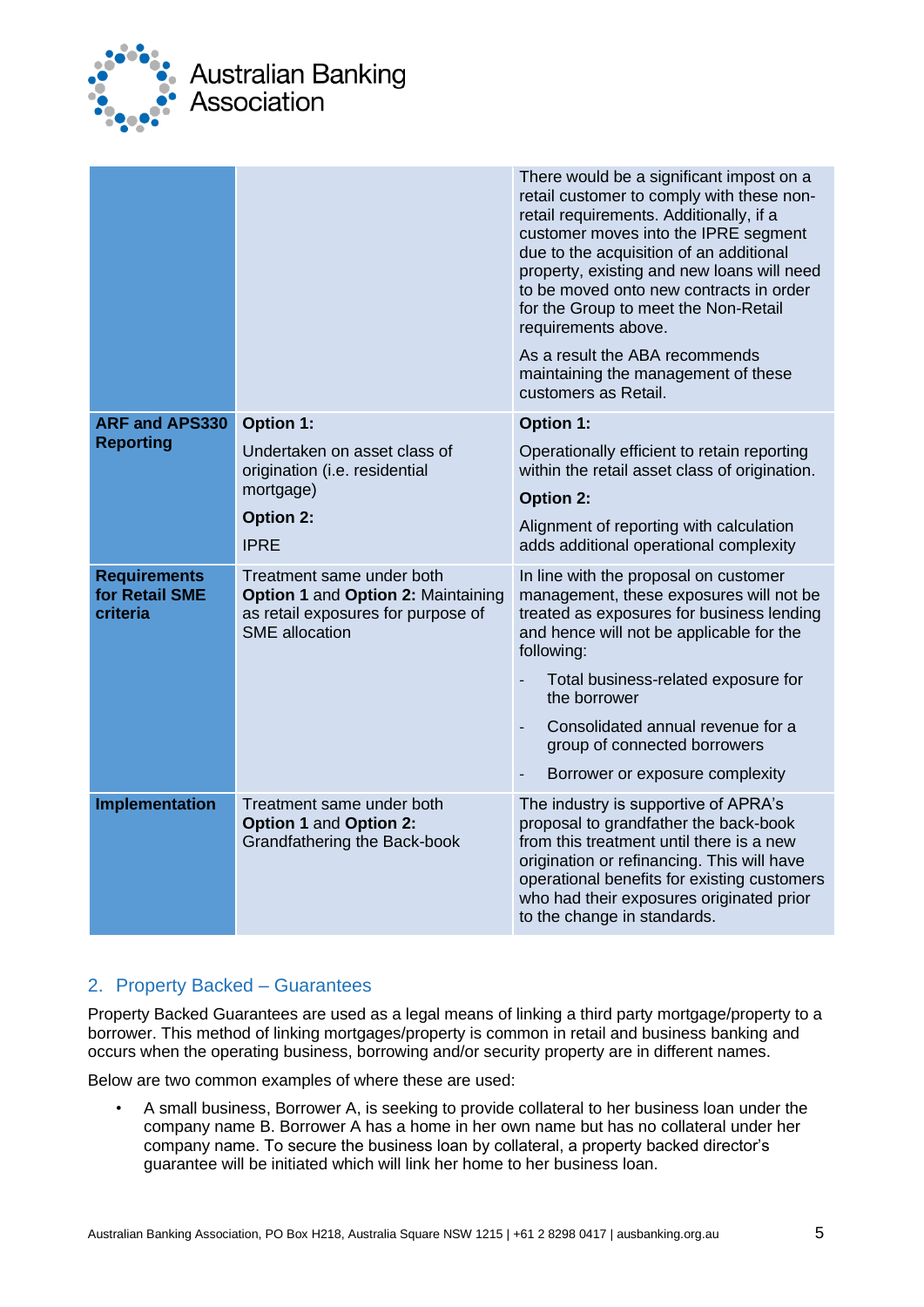| | | |
|---|---|---|
| | | There would be a significant impost on a retail customer to comply with these non-retail requirements. Additionally, if a customer moves into the IPRE segment due to the acquisition of an additional property, existing and new loans will need to be moved onto new contracts in order for the Group to meet the Non-Retail requirements above.<br><br>As a result the ABA recommends maintaining the management of these customers as Retail. |
| **ARF and APS330 Reporting** | **Option 1:**<br><br>Undertaken on asset class of origination (i.e. residential mortgage)<br><br>**Option 2:**<br><br>IPRE | **Option 1:**<br><br>Operationally efficient to retain reporting within the retail asset class of origination.<br><br>**Option 2:**<br><br>Alignment of reporting with calculation adds additional operational complexity |
| **Requirements for Retail SME criteria** | Treatment same under both **Option 1** and **Option 2:** Maintaining as retail exposures for purpose of SME allocation | In line with the proposal on customer management, these exposures will not be treated as exposures for business lending and hence will not be applicable for the following:<br><br>- Total business-related exposure for the borrower<br>- Consolidated annual revenue for a group of connected borrowers<br>- Borrower or exposure complexity |
| **Implementation** | Treatment same under both **Option 1** and **Option 2:** Grandfathering the Back-book | The industry is supportive of APRA's proposal to grandfather the back-book from this treatment until there is a new origination or refinancing. This will have operational benefits for existing customers who had their exposures originated prior to the change in standards. |

## 2. Property Backed – Guarantees

Property Backed Guarantees are used as a legal means of linking a third party mortgage/property to a borrower. This method of linking mortgages/property is common in retail and business banking and occurs when the operating business, borrowing and/or security property are in different names.

Below are two common examples of where these are used:

- A small business, Borrower A, is seeking to provide collateral to her business loan under the company name B. Borrower A has a home in her own name but has no collateral under her company name. To secure the business loan by collateral, a property backed director's guarantee will be initiated which will link her home to her business loan.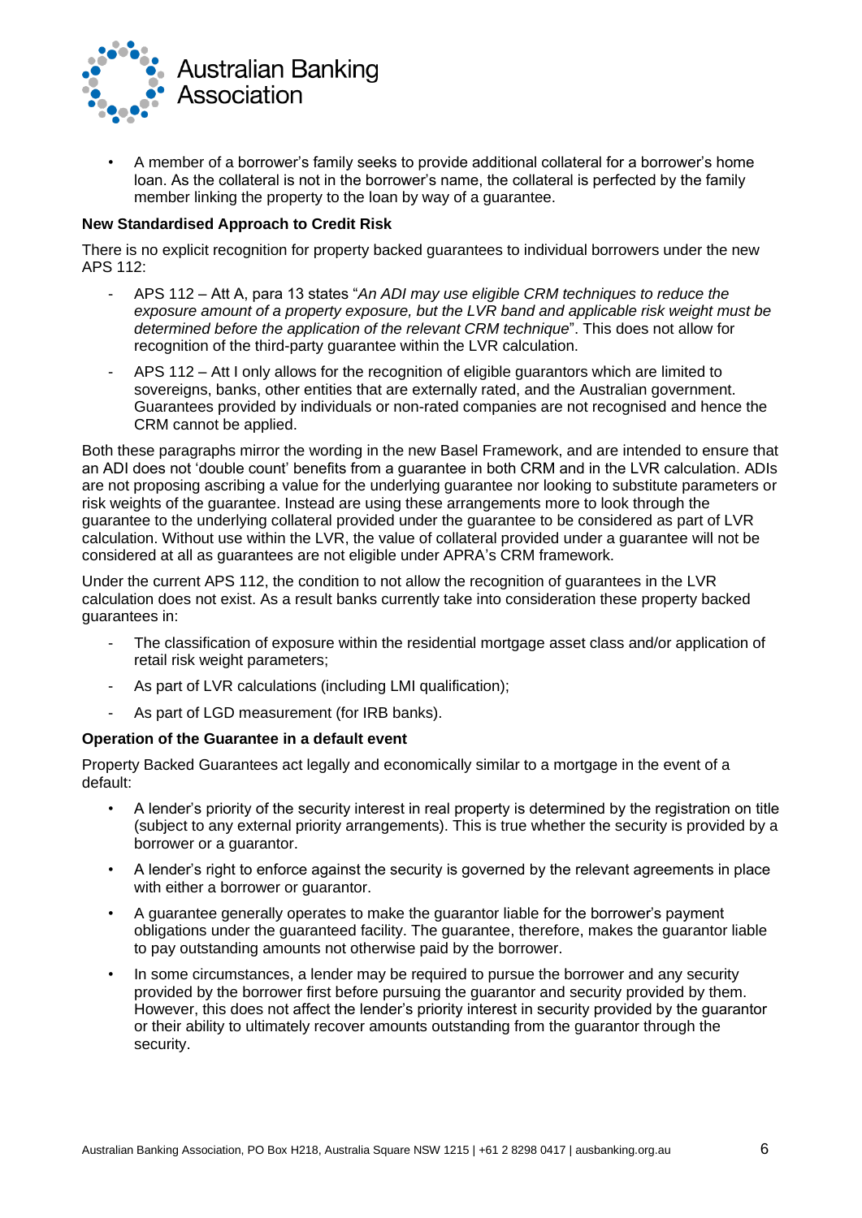- A member of a borrower's family seeks to provide additional collateral for a borrower's home loan. As the collateral is not in the borrower's name, the collateral is perfected by the family member linking the property to the loan by way of a guarantee.

**New Standardised Approach to Credit Risk**

There is no explicit recognition for property backed guarantees to individual borrowers under the new APS 112:

- APS 112 – Att A, para 13 states "*An ADI may use eligible CRM techniques to reduce the exposure amount of a property exposure, but the LVR band and applicable risk weight must be determined before the application of the relevant CRM technique*". This does not allow for recognition of the third-party guarantee within the LVR calculation.
- APS 112 – Att I only allows for the recognition of eligible guarantors which are limited to sovereigns, banks, other entities that are externally rated, and the Australian government. Guarantees provided by individuals or non-rated companies are not recognised and hence the CRM cannot be applied.

Both these paragraphs mirror the wording in the new Basel Framework, and are intended to ensure that an ADI does not 'double count' benefits from a guarantee in both CRM and in the LVR calculation. ADIs are not proposing ascribing a value for the underlying guarantee nor looking to substitute parameters or risk weights of the guarantee. Instead are using these arrangements more to look through the guarantee to the underlying collateral provided under the guarantee to be considered as part of LVR calculation. Without use within the LVR, the value of collateral provided under a guarantee will not be considered at all as guarantees are not eligible under APRA's CRM framework.

Under the current APS 112, the condition to not allow the recognition of guarantees in the LVR calculation does not exist. As a result banks currently take into consideration these property backed guarantees in:

- The classification of exposure within the residential mortgage asset class and/or application of retail risk weight parameters;
- As part of LVR calculations (including LMI qualification);
- As part of LGD measurement (for IRB banks).

**Operation of the Guarantee in a default event**

Property Backed Guarantees act legally and economically similar to a mortgage in the event of a default:

- A lender's priority of the security interest in real property is determined by the registration on title (subject to any external priority arrangements). This is true whether the security is provided by a borrower or a guarantor.
- A lender's right to enforce against the security is governed by the relevant agreements in place with either a borrower or guarantor.
- A guarantee generally operates to make the guarantor liable for the borrower's payment obligations under the guaranteed facility. The guarantee, therefore, makes the guarantor liable to pay outstanding amounts not otherwise paid by the borrower.
- In some circumstances, a lender may be required to pursue the borrower and any security provided by the borrower first before pursuing the guarantor and security provided by them. However, this does not affect the lender's priority interest in security provided by the guarantor or their ability to ultimately recover amounts outstanding from the guarantor through the security.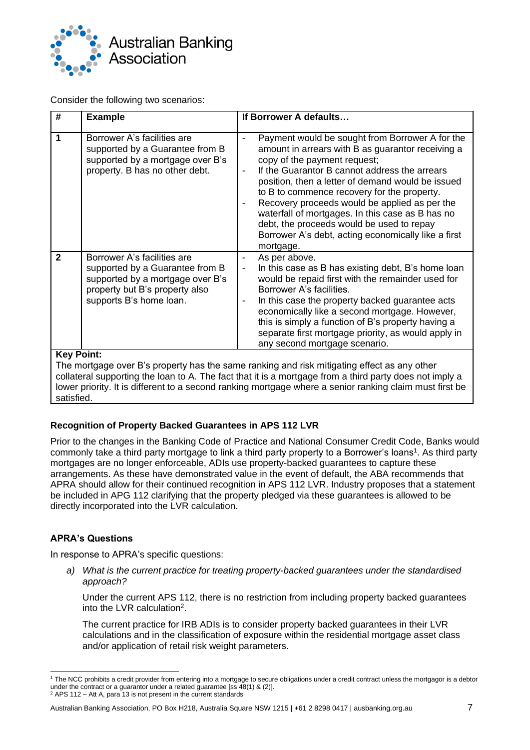Consider the following two scenarios:

| # | Example | If Borrower A defaults… |
|---|---|---|
| 1 | Borrower A's facilities are supported by a Guarantee from B supported by a mortgage over B's property. B has no other debt. | - Payment would be sought from Borrower A for the amount in arrears with B as guarantor receiving a copy of the payment request;<br>- If the Guarantor B cannot address the arrears position, then a letter of demand would be issued to B to commence recovery for the property.<br>- Recovery proceeds would be applied as per the waterfall of mortgages. In this case as B has no debt, the proceeds would be used to repay Borrower A's debt, acting economically like a first mortgage. |
| 2 | Borrower A's facilities are supported by a Guarantee from B supported by a mortgage over B's property but B's property also supports B's home loan. | - As per above.<br>- In this case as B has existing debt, B's home loan would be repaid first with the remainder used for Borrower A's facilities.<br>- In this case the property backed guarantee acts economically like a second mortgage. However, this is simply a function of B's property having a separate first mortgage priority, as would apply in any second mortgage scenario. |
| **Key Point:**<br>The mortgage over B's property has the same ranking and risk mitigating effect as any other collateral supporting the loan to A. The fact that it is a mortgage from a third party does not imply a lower priority. It is different to a second ranking mortgage where a senior ranking claim must first be satisfied. | | |

### Recognition of Property Backed Guarantees in APS 112 LVR

Prior to the changes in the Banking Code of Practice and National Consumer Credit Code, Banks would commonly take a third party mortgage to link a third party property to a Borrower's loans[1]. As third party mortgages are no longer enforceable, ADIs use property-backed guarantees to capture these arrangements. As these have demonstrated value in the event of default, the ABA recommends that APRA should allow for their continued recognition in APS 112 LVR. Industry proposes that a statement be included in APG 112 clarifying that the property pledged via these guarantees is allowed to be directly incorporated into the LVR calculation.

### APRA's Questions

In response to APRA's specific questions:

a) *What is the current practice for treating property-backed guarantees under the standardised approach?*

Under the current APS 112, there is no restriction from including property backed guarantees into the LVR calculation[2].

The current practice for IRB ADIs is to consider property backed guarantees in their LVR calculations and in the classification of exposure within the residential mortgage asset class and/or application of retail risk weight parameters.

---

[1] The NCC prohibits a credit provider from entering into a mortgage to secure obligations under a credit contract unless the mortgagor is a debtor under the contract or a guarantor under a related guarantee [ss 48(1) & (2)].

[2] APS 112 – Att A, para 13 is not present in the current standards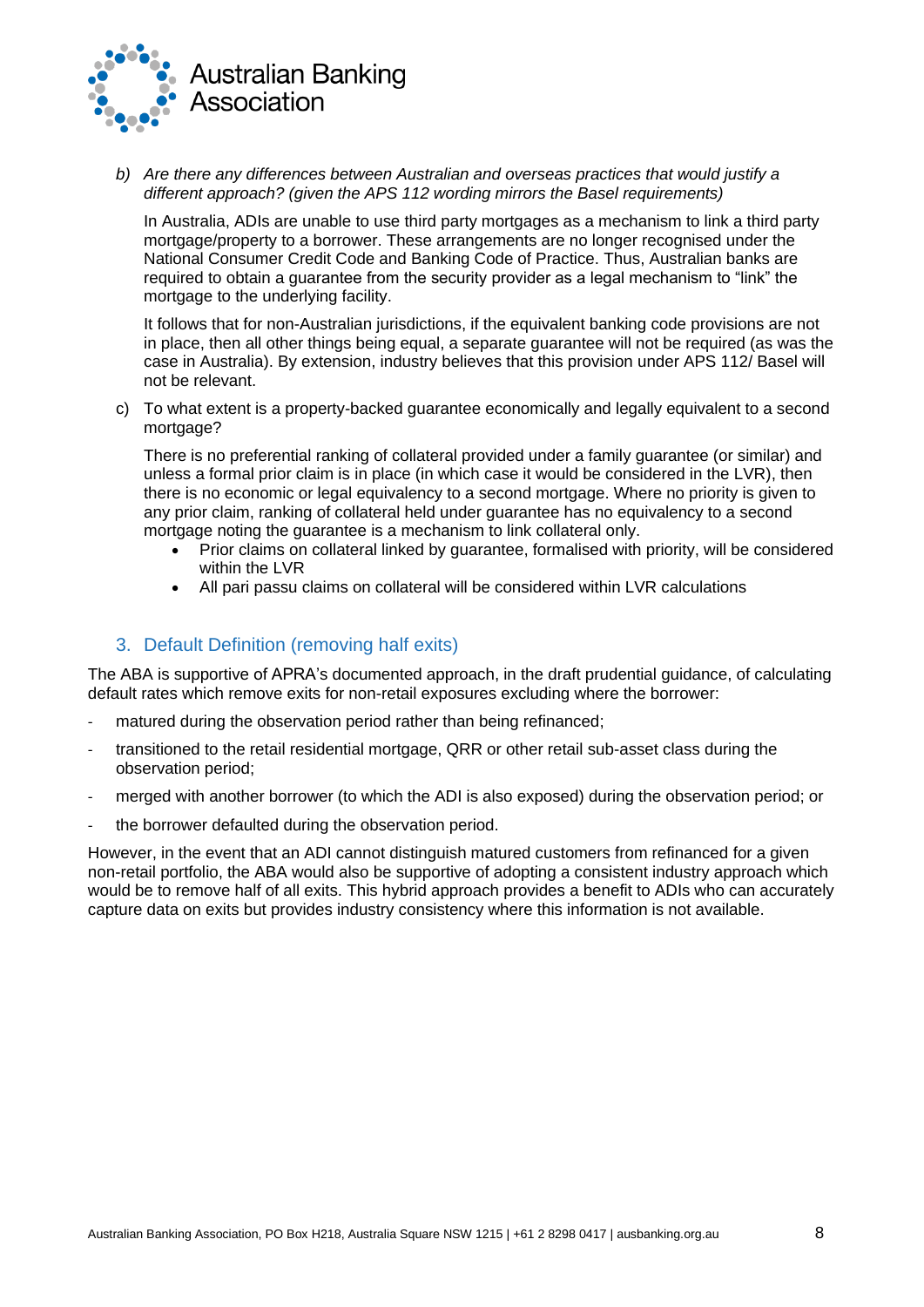b) *Are there any differences between Australian and overseas practices that would justify a different approach? (given the APS 112 wording mirrors the Basel requirements)*

In Australia, ADIs are unable to use third party mortgages as a mechanism to link a third party mortgage/property to a borrower. These arrangements are no longer recognised under the National Consumer Credit Code and Banking Code of Practice. Thus, Australian banks are required to obtain a guarantee from the security provider as a legal mechanism to "link" the mortgage to the underlying facility.

It follows that for non-Australian jurisdictions, if the equivalent banking code provisions are not in place, then all other things being equal, a separate guarantee will not be required (as was the case in Australia). By extension, industry believes that this provision under APS 112/ Basel will not be relevant.

c) To what extent is a property-backed guarantee economically and legally equivalent to a second mortgage?

There is no preferential ranking of collateral provided under a family guarantee (or similar) and unless a formal prior claim is in place (in which case it would be considered in the LVR), then there is no economic or legal equivalency to a second mortgage. Where no priority is given to any prior claim, ranking of collateral held under guarantee has no equivalency to a second mortgage noting the guarantee is a mechanism to link collateral only.

- Prior claims on collateral linked by guarantee, formalised with priority, will be considered within the LVR
- All pari passu claims on collateral will be considered within LVR calculations

## 3. Default Definition (removing half exits)

The ABA is supportive of APRA's documented approach, in the draft prudential guidance, of calculating default rates which remove exits for non-retail exposures excluding where the borrower:

- matured during the observation period rather than being refinanced;
- transitioned to the retail residential mortgage, QRR or other retail sub-asset class during the observation period;
- merged with another borrower (to which the ADI is also exposed) during the observation period; or
- the borrower defaulted during the observation period.

However, in the event that an ADI cannot distinguish matured customers from refinanced for a given non-retail portfolio, the ABA would also be supportive of adopting a consistent industry approach which would be to remove half of all exits. This hybrid approach provides a benefit to ADIs who can accurately capture data on exits but provides industry consistency where this information is not available.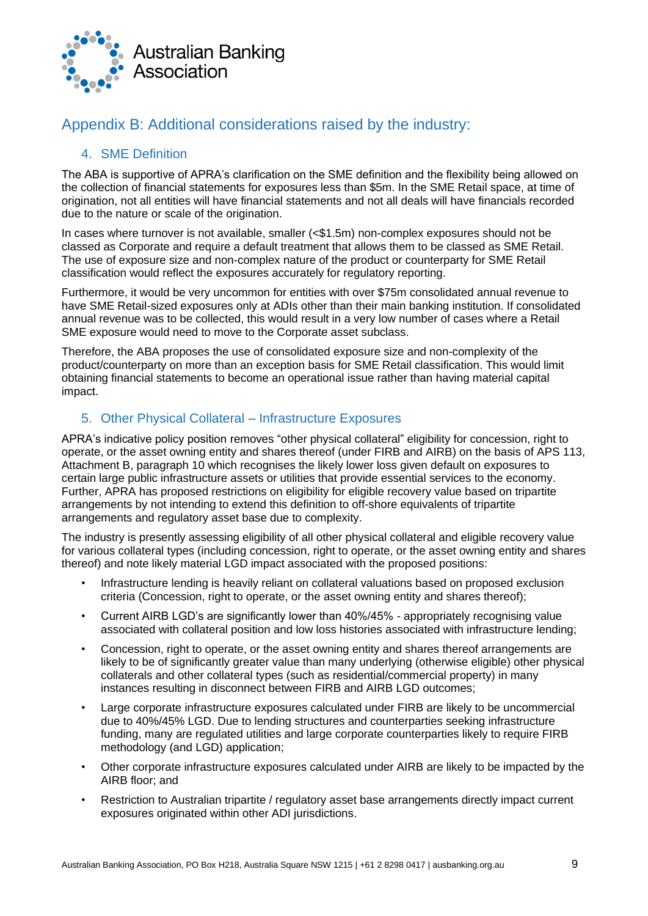# Appendix B: Additional considerations raised by the industry:

## 4. SME Definition

The ABA is supportive of APRA's clarification on the SME definition and the flexibility being allowed on the collection of financial statements for exposures less than $5m. In the SME Retail space, at time of origination, not all entities will have financial statements and not all deals will have financials recorded due to the nature or scale of the origination.

In cases where turnover is not available, smaller (<$1.5m) non-complex exposures should not be classed as Corporate and require a default treatment that allows them to be classed as SME Retail. The use of exposure size and non-complex nature of the product or counterparty for SME Retail classification would reflect the exposures accurately for regulatory reporting.

Furthermore, it would be very uncommon for entities with over $75m consolidated annual revenue to have SME Retail-sized exposures only at ADIs other than their main banking institution. If consolidated annual revenue was to be collected, this would result in a very low number of cases where a Retail SME exposure would need to move to the Corporate asset subclass.

Therefore, the ABA proposes the use of consolidated exposure size and non-complexity of the product/counterparty on more than an exception basis for SME Retail classification. This would limit obtaining financial statements to become an operational issue rather than having material capital impact.

## 5. Other Physical Collateral – Infrastructure Exposures

APRA's indicative policy position removes "other physical collateral" eligibility for concession, right to operate, or the asset owning entity and shares thereof (under FIRB and AIRB) on the basis of APS 113, Attachment B, paragraph 10 which recognises the likely lower loss given default on exposures to certain large public infrastructure assets or utilities that provide essential services to the economy. Further, APRA has proposed restrictions on eligibility for eligible recovery value based on tripartite arrangements by not intending to extend this definition to off-shore equivalents of tripartite arrangements and regulatory asset base due to complexity.

The industry is presently assessing eligibility of all other physical collateral and eligible recovery value for various collateral types (including concession, right to operate, or the asset owning entity and shares thereof) and note likely material LGD impact associated with the proposed positions:

- Infrastructure lending is heavily reliant on collateral valuations based on proposed exclusion criteria (Concession, right to operate, or the asset owning entity and shares thereof);
- Current AIRB LGD's are significantly lower than 40%/45% - appropriately recognising value associated with collateral position and low loss histories associated with infrastructure lending;
- Concession, right to operate, or the asset owning entity and shares thereof arrangements are likely to be of significantly greater value than many underlying (otherwise eligible) other physical collaterals and other collateral types (such as residential/commercial property) in many instances resulting in disconnect between FIRB and AIRB LGD outcomes;
- Large corporate infrastructure exposures calculated under FIRB are likely to be uncommercial due to 40%/45% LGD. Due to lending structures and counterparties seeking infrastructure funding, many are regulated utilities and large corporate counterparties likely to require FIRB methodology (and LGD) application;
- Other corporate infrastructure exposures calculated under AIRB are likely to be impacted by the AIRB floor; and
- Restriction to Australian tripartite / regulatory asset base arrangements directly impact current exposures originated within other ADI jurisdictions.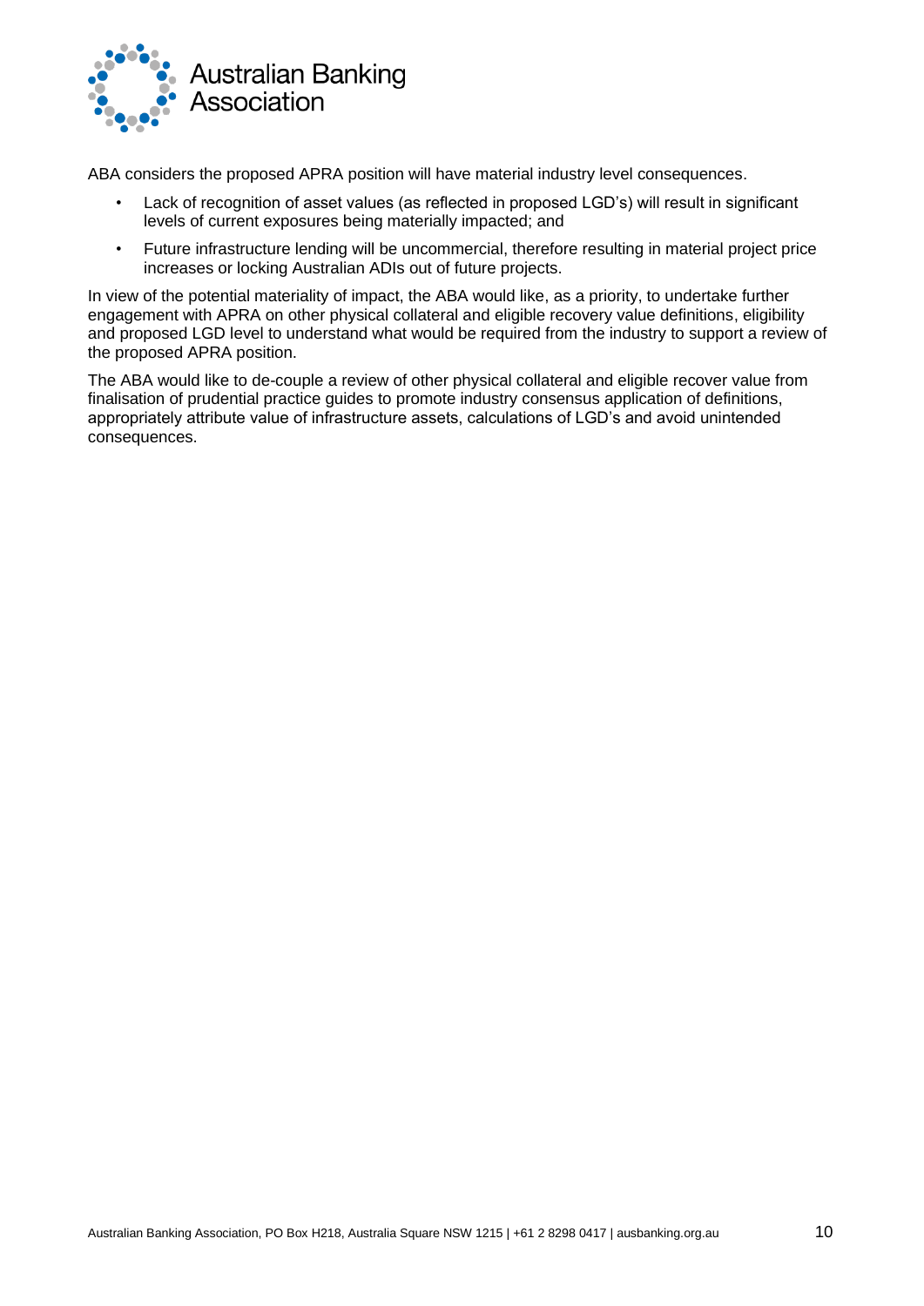ABA considers the proposed APRA position will have material industry level consequences.

- Lack of recognition of asset values (as reflected in proposed LGD's) will result in significant levels of current exposures being materially impacted; and
- Future infrastructure lending will be uncommercial, therefore resulting in material project price increases or locking Australian ADIs out of future projects.

In view of the potential materiality of impact, the ABA would like, as a priority, to undertake further engagement with APRA on other physical collateral and eligible recovery value definitions, eligibility and proposed LGD level to understand what would be required from the industry to support a review of the proposed APRA position.

The ABA would like to de-couple a review of other physical collateral and eligible recover value from finalisation of prudential practice guides to promote industry consensus application of definitions, appropriately attribute value of infrastructure assets, calculations of LGD's and avoid unintended consequences.